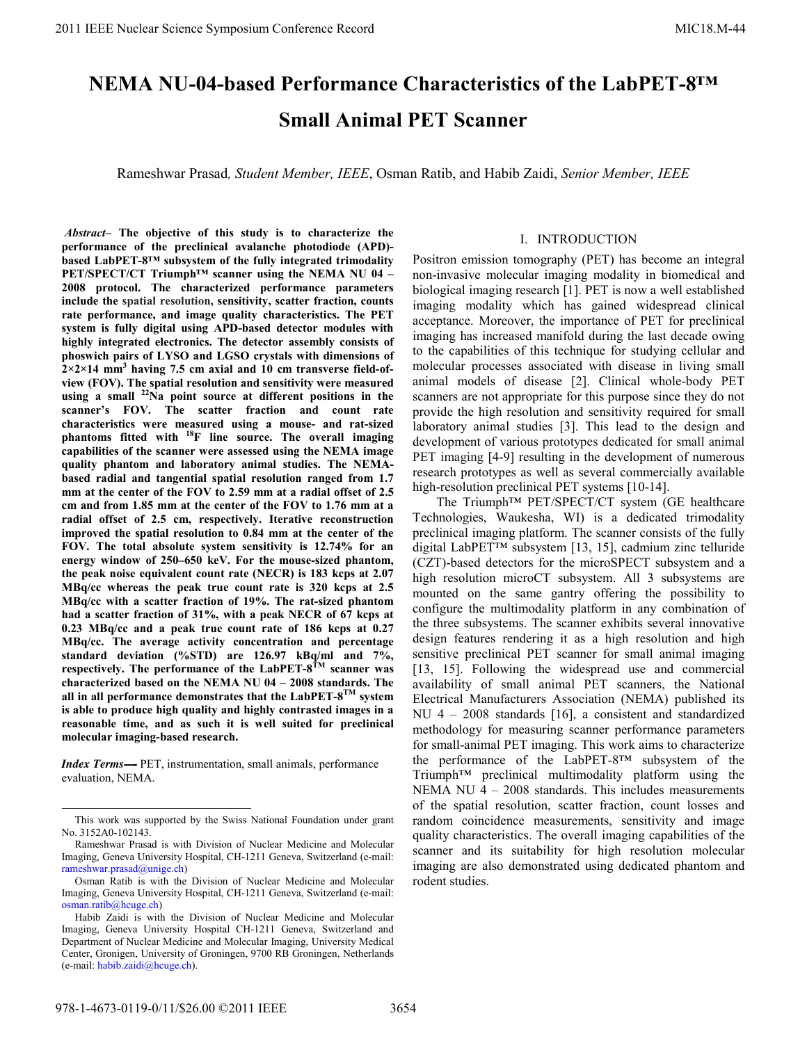# NEMA NU-04-based Performance Characteristics of the LabPET-8™ Small Animal PET Scanner

Rameshwar Prasad, *Student Member, IEEE*, Osman Ratib, and Habib Zaidi, *Senior Member, IEEE*

***Abstract*– The objective of this study is to characterize the performance of the preclinical avalanche photodiode (APD)-based LabPET-8™ subsystem of the fully integrated trimodality PET/SPECT/CT Triumph™ scanner using the NEMA NU 04 – 2008 protocol. The characterized performance parameters include the spatial resolution, sensitivity, scatter fraction, counts rate performance, and image quality characteristics. The PET system is fully digital using APD-based detector modules with highly integrated electronics. The detector assembly consists of phoswich pairs of LYSO and LGSO crystals with dimensions of 2×2×14 mm$^3$ having 7.5 cm axial and 10 cm transverse field-of-view (FOV). The spatial resolution and sensitivity were measured using a small $^{22}$Na point source at different positions in the scanner's FOV. The scatter fraction and count rate characteristics were measured using a mouse- and rat-sized phantoms fitted with $^{18}$F line source. The overall imaging capabilities of the scanner were assessed using the NEMA image quality phantom and laboratory animal studies. The NEMA-based radial and tangential spatial resolution ranged from 1.7 mm at the center of the FOV to 2.59 mm at a radial offset of 2.5 cm and from 1.85 mm at the center of the FOV to 1.76 mm at a radial offset of 2.5 cm, respectively. Iterative reconstruction improved the spatial resolution to 0.84 mm at the center of the FOV. The total absolute system sensitivity is 12.74% for an energy window of 250–650 keV. For the mouse-sized phantom, the peak noise equivalent count rate (NECR) is 183 kcps at 2.07 MBq/cc whereas the peak true count rate is 320 kcps at 2.5 MBq/cc with a scatter fraction of 19%. The rat-sized phantom had a scatter fraction of 31%, with a peak NECR of 67 kcps at 0.23 MBq/cc and a peak true count rate of 186 kcps at 0.27 MBq/cc. The average activity concentration and percentage standard deviation (%STD) are 126.97 kBq/ml and 7%, respectively. The performance of the LabPET-8$^{TM}$ scanner was characterized based on the NEMA NU 04 – 2008 standards. The all in all performance demonstrates that the LabPET-8$^{TM}$ system is able to produce high quality and highly contrasted images in a reasonable time, and as such it is well suited for preclinical molecular imaging-based research.**

***Index Terms*—** PET, instrumentation, small animals, performance evaluation, NEMA.

This work was supported by the Swiss National Foundation under grant No. 3152A0-102143.

Rameshwar Prasad is with Division of Nuclear Medicine and Molecular Imaging, Geneva University Hospital, CH-1211 Geneva, Switzerland (e-mail: rameshwar.prasad@unige.ch)

Osman Ratib is with the Division of Nuclear Medicine and Molecular Imaging, Geneva University Hospital, CH-1211 Geneva, Switzerland (e-mail: osman.ratib@hcuge.ch)

Habib Zaidi is with the Division of Nuclear Medicine and Molecular Imaging, Geneva University Hospital CH-1211 Geneva, Switzerland and Department of Nuclear Medicine and Molecular Imaging, University Medical Center, Gronigen, University of Groningen, 9700 RB Groningen, Netherlands (e-mail: habib.zaidi@hcuge.ch).

## I. INTRODUCTION

Positron emission tomography (PET) has become an integral non-invasive molecular imaging modality in biomedical and biological imaging research [1]. PET is now a well established imaging modality which has gained widespread clinical acceptance. Moreover, the importance of PET for preclinical imaging has increased manifold during the last decade owing to the capabilities of this technique for studying cellular and molecular processes associated with disease in living small animal models of disease [2]. Clinical whole-body PET scanners are not appropriate for this purpose since they do not provide the high resolution and sensitivity required for small laboratory animal studies [3]. This lead to the design and development of various prototypes dedicated for small animal PET imaging [4-9] resulting in the development of numerous research prototypes as well as several commercially available high-resolution preclinical PET systems [10-14].

The Triumph™ PET/SPECT/CT system (GE healthcare Technologies, Waukesha, WI) is a dedicated trimodality preclinical imaging platform. The scanner consists of the fully digital LabPET™ subsystem [13, 15], cadmium zinc telluride (CZT)-based detectors for the microSPECT subsystem and a high resolution microCT subsystem. All 3 subsystems are mounted on the same gantry offering the possibility to configure the multimodality platform in any combination of the three subsystems. The scanner exhibits several innovative design features rendering it as a high resolution and high sensitive preclinical PET scanner for small animal imaging [13, 15]. Following the widespread use and commercial availability of small animal PET scanners, the National Electrical Manufacturers Association (NEMA) published its NU 4 – 2008 standards [16], a consistent and standardized methodology for measuring scanner performance parameters for small-animal PET imaging. This work aims to characterize the performance of the LabPET-8™ subsystem of the Triumph™ preclinical multimodality platform using the NEMA NU 4 – 2008 standards. This includes measurements of the spatial resolution, scatter fraction, count losses and random coincidence measurements, sensitivity and image quality characteristics. The overall imaging capabilities of the scanner and its suitability for high resolution molecular imaging are also demonstrated using dedicated phantom and rodent studies.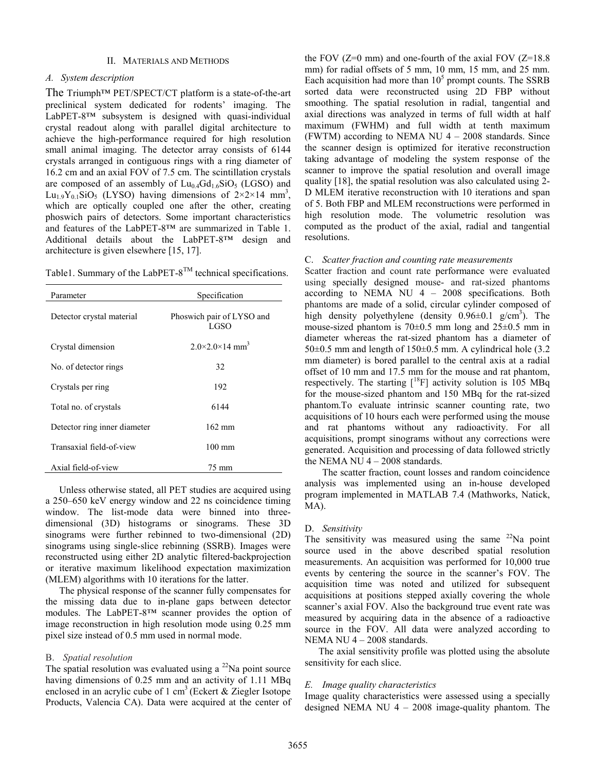## II. Materials and Methods

### *A. System description*

The Triumph™ PET/SPECT/CT platform is a state-of-the-art preclinical system dedicated for rodents' imaging. The LabPET-8™ subsystem is designed with quasi-individual crystal readout along with parallel digital architecture to achieve the high-performance required for high resolution small animal imaging. The detector array consists of 6144 crystals arranged in contiguous rings with a ring diameter of 16.2 cm and an axial FOV of 7.5 cm. The scintillation crystals are composed of an assembly of $Lu_{0.4}Gd_{1.6}SiO_5$ (LGSO) and $Lu_{1.9}Y_{0.1}SiO_5$ (LYSO) having dimensions of $2\times2\times14$ mm$^3$, which are optically coupled one after the other, creating phoswich pairs of detectors. Some important characteristics and features of the LabPET-8™ are summarized in Table 1. Additional details about the LabPET-8™ design and architecture is given elsewhere [15, 17].

Table1. Summary of the LabPET-8$^{TM}$ technical specifications.

| Parameter | Specification |
|---|---|
| Detector crystal material | Phoswich pair of LYSO and LGSO |
| Crystal dimension | $2.0\times2.0\times14$ mm$^3$ |
| No. of detector rings | 32 |
| Crystals per ring | 192 |
| Total no. of crystals | 6144 |
| Detector ring inner diameter | 162 mm |
| Transaxial field-of-view | 100 mm |
| Axial field-of-view | 75 mm |

Unless otherwise stated, all PET studies are acquired using a 250–650 keV energy window and 22 ns coincidence timing window. The list-mode data were binned into three-dimensional (3D) histograms or sinograms. These 3D sinograms were further rebinned to two-dimensional (2D) sinograms using single-slice rebinning (SSRB). Images were reconstructed using either 2D analytic filtered-backprojection or iterative maximum likelihood expectation maximization (MLEM) algorithms with 10 iterations for the latter.

The physical response of the scanner fully compensates for the missing data due to in-plane gaps between detector modules. The LabPET-8™ scanner provides the option of image reconstruction in high resolution mode using 0.25 mm pixel size instead of 0.5 mm used in normal mode.

### B. *Spatial resolution*

The spatial resolution was evaluated using a $^{22}$Na point source having dimensions of 0.25 mm and an activity of 1.11 MBq enclosed in an acrylic cube of 1 cm$^3$ (Eckert & Ziegler Isotope Products, Valencia CA). Data were acquired at the center of the FOV (Z=0 mm) and one-fourth of the axial FOV (Z=18.8 mm) for radial offsets of 5 mm, 10 mm, 15 mm, and 25 mm. Each acquisition had more than $10^5$ prompt counts. The SSRB sorted data were reconstructed using 2D FBP without smoothing. The spatial resolution in radial, tangential and axial directions was analyzed in terms of full width at half maximum (FWHM) and full width at tenth maximum (FWTM) according to NEMA NU 4 – 2008 standards. Since the scanner design is optimized for iterative reconstruction taking advantage of modeling the system response of the scanner to improve the spatial resolution and overall image quality [18], the spatial resolution was also calculated using 2-D MLEM iterative reconstruction with 10 iterations and span of 5. Both FBP and MLEM reconstructions were performed in high resolution mode. The volumetric resolution was computed as the product of the axial, radial and tangential resolutions.

### C. *Scatter fraction and counting rate measurements*

Scatter fraction and count rate performance were evaluated using specially designed mouse- and rat-sized phantoms according to NEMA NU 4 – 2008 specifications. Both phantoms are made of a solid, circular cylinder composed of high density polyethylene (density $0.96\pm0.1$ g/cm$^3$). The mouse-sized phantom is $70\pm0.5$ mm long and $25\pm0.5$ mm in diameter whereas the rat-sized phantom has a diameter of $50\pm0.5$ mm and length of $150\pm0.5$ mm. A cylindrical hole (3.2 mm diameter) is bored parallel to the central axis at a radial offset of 10 mm and 17.5 mm for the mouse and rat phantom, respectively. The starting [$^{18}$F] activity solution is 105 MBq for the mouse-sized phantom and 150 MBq for the rat-sized phantom.To evaluate intrinsic scanner counting rate, two acquisitions of 10 hours each were performed using the mouse and rat phantoms without any radioactivity. For all acquisitions, prompt sinograms without any corrections were generated. Acquisition and processing of data followed strictly the NEMA NU 4 – 2008 standards.

The scatter fraction, count losses and random coincidence analysis was implemented using an in-house developed program implemented in MATLAB 7.4 (Mathworks, Natick, MA).

### D. *Sensitivity*

The sensitivity was measured using the same $^{22}$Na point source used in the above described spatial resolution measurements. An acquisition was performed for 10,000 true events by centering the source in the scanner's FOV. The acquisition time was noted and utilized for subsequent acquisitions at positions stepped axially covering the whole scanner's axial FOV. Also the background true event rate was measured by acquiring data in the absence of a radioactive source in the FOV. All data were analyzed according to NEMA NU 4 – 2008 standards.

The axial sensitivity profile was plotted using the absolute sensitivity for each slice.

### *E. Image quality characteristics*

Image quality characteristics were assessed using a specially designed NEMA NU 4 – 2008 image-quality phantom. The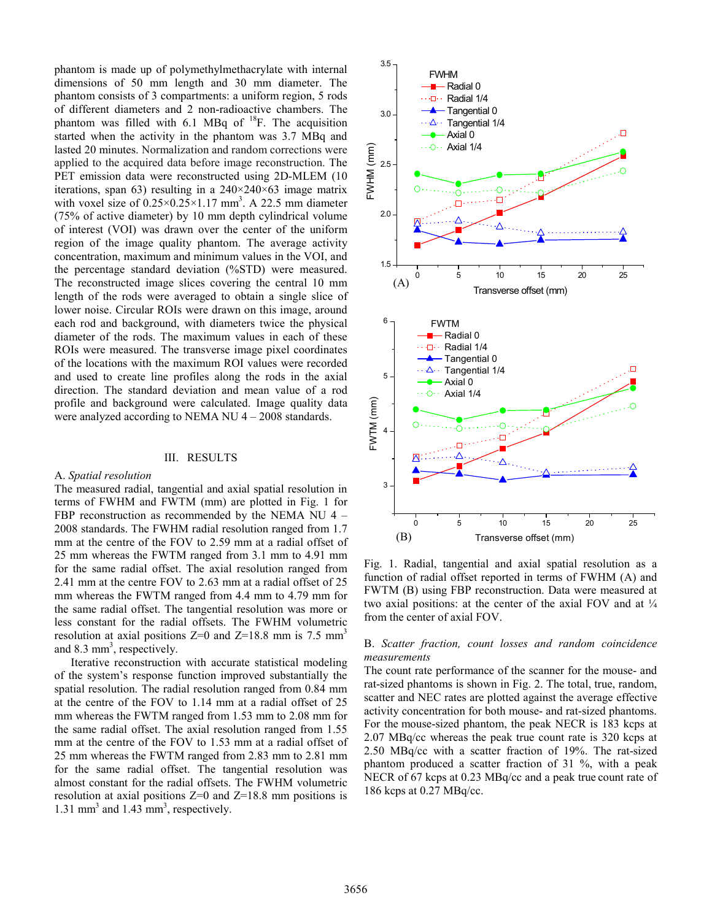phantom is made up of polymethylmethacrylate with internal dimensions of 50 mm length and 30 mm diameter. The phantom consists of 3 compartments: a uniform region, 5 rods of different diameters and 2 non-radioactive chambers. The phantom was filled with 6.1 MBq of $^{18}$F. The acquisition started when the activity in the phantom was 3.7 MBq and lasted 20 minutes. Normalization and random corrections were applied to the acquired data before image reconstruction. The PET emission data were reconstructed using 2D-MLEM (10 iterations, span 63) resulting in a 240×240×63 image matrix with voxel size of 0.25×0.25×1.17 mm$^3$. A 22.5 mm diameter (75% of active diameter) by 10 mm depth cylindrical volume of interest (VOI) was drawn over the center of the uniform region of the image quality phantom. The average activity concentration, maximum and minimum values in the VOI, and the percentage standard deviation (%STD) were measured. The reconstructed image slices covering the central 10 mm length of the rods were averaged to obtain a single slice of lower noise. Circular ROIs were drawn on this image, around each rod and background, with diameters twice the physical diameter of the rods. The maximum values in each of these ROIs were measured. The transverse image pixel coordinates of the locations with the maximum ROI values were recorded and used to create line profiles along the rods in the axial direction. The standard deviation and mean value of a rod profile and background were calculated. Image quality data were analyzed according to NEMA NU 4 – 2008 standards.

## III. RESULTS

### A. *Spatial resolution*

The measured radial, tangential and axial spatial resolution in terms of FWHM and FWTM (mm) are plotted in Fig. 1 for FBP reconstruction as recommended by the NEMA NU 4 – 2008 standards. The FWHM radial resolution ranged from 1.7 mm at the centre of the FOV to 2.59 mm at a radial offset of 25 mm whereas the FWTM ranged from 3.1 mm to 4.91 mm for the same radial offset. The axial resolution ranged from 2.41 mm at the centre FOV to 2.63 mm at a radial offset of 25 mm whereas the FWTM ranged from 4.4 mm to 4.79 mm for the same radial offset. The tangential resolution was more or less constant for the radial offsets. The FWHM volumetric resolution at axial positions Z=0 and Z=18.8 mm is 7.5 mm$^3$ and 8.3 mm$^3$, respectively.

Iterative reconstruction with accurate statistical modeling of the system's response function improved substantially the spatial resolution. The radial resolution ranged from 0.84 mm at the centre of the FOV to 1.14 mm at a radial offset of 25 mm whereas the FWTM ranged from 1.53 mm to 2.08 mm for the same radial offset. The axial resolution ranged from 1.55 mm at the centre of the FOV to 1.53 mm at a radial offset of 25 mm whereas the FWTM ranged from 2.83 mm to 2.81 mm for the same radial offset. The tangential resolution was almost constant for the radial offsets. The FWHM volumetric resolution at axial positions Z=0 and Z=18.8 mm positions is 1.31 mm$^3$ and 1.43 mm$^3$, respectively.

Fig. 1. Radial, tangential and axial spatial resolution as a function of radial offset reported in terms of FWHM (A) and FWTM (B) using FBP reconstruction. Data were measured at two axial positions: at the center of the axial FOV and at ¼ from the center of axial FOV.

### B. *Scatter fraction, count losses and random coincidence measurements*

The count rate performance of the scanner for the mouse- and rat-sized phantoms is shown in Fig. 2. The total, true, random, scatter and NEC rates are plotted against the average effective activity concentration for both mouse- and rat-sized phantoms. For the mouse-sized phantom, the peak NECR is 183 kcps at 2.07 MBq/cc whereas the peak true count rate is 320 kcps at 2.50 MBq/cc with a scatter fraction of 19%. The rat-sized phantom produced a scatter fraction of 31 %, with a peak NECR of 67 kcps at 0.23 MBq/cc and a peak true count rate of 186 kcps at 0.27 MBq/cc.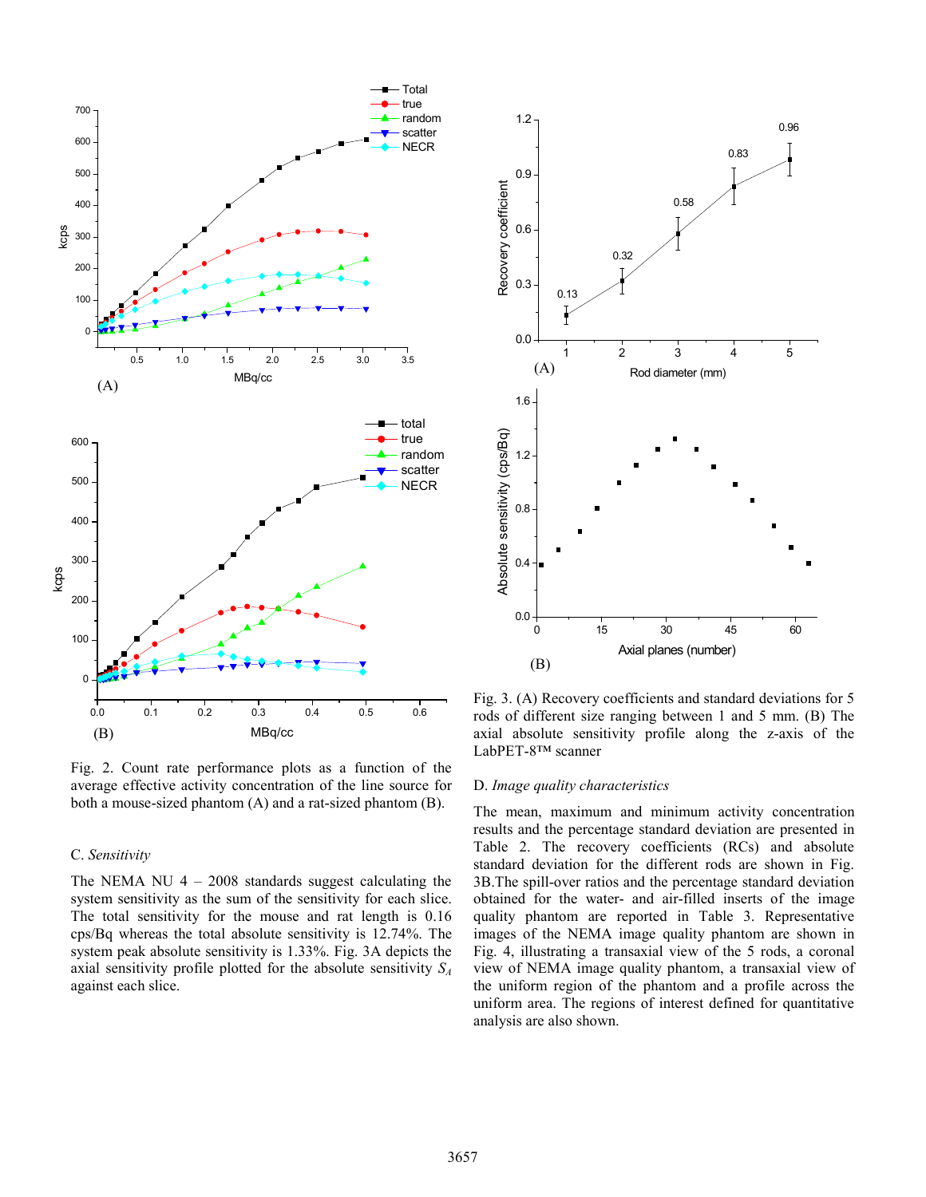Fig. 2. Count rate performance plots as a function of the average effective activity concentration of the line source for both a mouse-sized phantom (A) and a rat-sized phantom (B).

### C. *Sensitivity*

The NEMA NU 4 – 2008 standards suggest calculating the system sensitivity as the sum of the sensitivity for each slice. The total sensitivity for the mouse and rat length is 0.16 cps/Bq whereas the total absolute sensitivity is 12.74%. The system peak absolute sensitivity is 1.33%. Fig. 3A depicts the axial sensitivity profile plotted for the absolute sensitivity $S_A$ against each slice.

Fig. 3. (A) Recovery coefficients and standard deviations for 5 rods of different size ranging between 1 and 5 mm. (B) The axial absolute sensitivity profile along the z-axis of the LabPET-8™ scanner

### D. *Image quality characteristics*

The mean, maximum and minimum activity concentration results and the percentage standard deviation are presented in Table 2. The recovery coefficients (RCs) and absolute standard deviation for the different rods are shown in Fig. 3B.The spill-over ratios and the percentage standard deviation obtained for the water- and air-filled inserts of the image quality phantom are reported in Table 3. Representative images of the NEMA image quality phantom are shown in Fig. 4, illustrating a transaxial view of the 5 rods, a coronal view of NEMA image quality phantom, a transaxial view of the uniform region of the phantom and a profile across the uniform area. The regions of interest defined for quantitative analysis are also shown.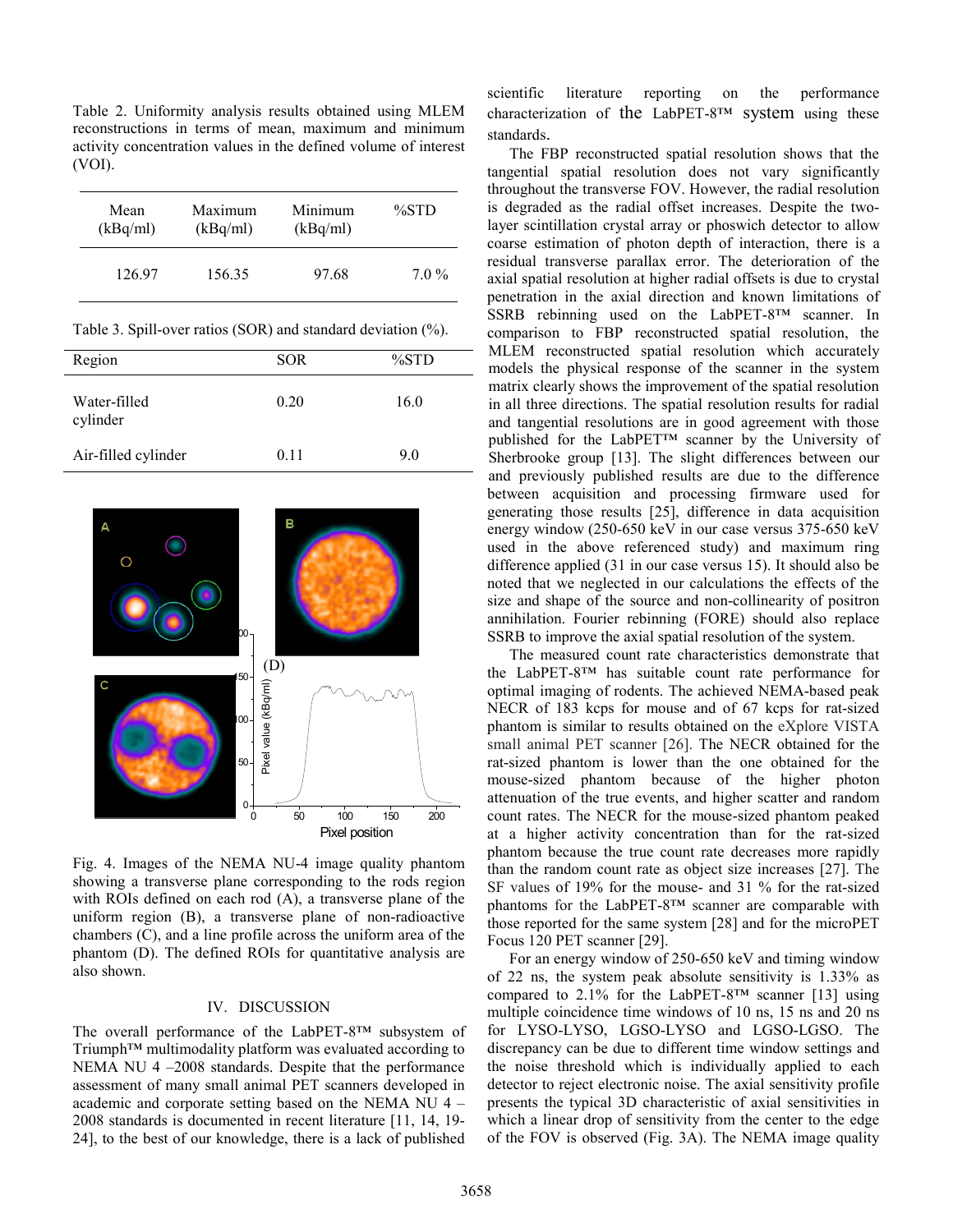Table 2. Uniformity analysis results obtained using MLEM reconstructions in terms of mean, maximum and minimum activity concentration values in the defined volume of interest (VOI).

| Mean (kBq/ml) | Maximum (kBq/ml) | Minimum (kBq/ml) | %STD |
|---|---|---|---|
| 126.97 | 156.35 | 97.68 | 7.0 % |

Table 3. Spill-over ratios (SOR) and standard deviation (%).

| Region | SOR | %STD |
|---|---|---|
| Water-filled cylinder | 0.20 | 16.0 |
| Air-filled cylinder | 0.11 | 9.0 |

Fig. 4. Images of the NEMA NU-4 image quality phantom showing a transverse plane corresponding to the rods region with ROIs defined on each rod (A), a transverse plane of the uniform region (B), a transverse plane of non-radioactive chambers (C), and a line profile across the uniform area of the phantom (D). The defined ROIs for quantitative analysis are also shown.

## IV. DISCUSSION

The overall performance of the LabPET-8™ subsystem of Triumph™ multimodality platform was evaluated according to NEMA NU 4 –2008 standards. Despite that the performance assessment of many small animal PET scanners developed in academic and corporate setting based on the NEMA NU 4 – 2008 standards is documented in recent literature [11, 14, 19-24], to the best of our knowledge, there is a lack of published scientific literature reporting on the performance characterization of the LabPET-8™ system using these standards.

The FBP reconstructed spatial resolution shows that the tangential spatial resolution does not vary significantly throughout the transverse FOV. However, the radial resolution is degraded as the radial offset increases. Despite the two-layer scintillation crystal array or phoswich detector to allow coarse estimation of photon depth of interaction, there is a residual transverse parallax error. The deterioration of the axial spatial resolution at higher radial offsets is due to crystal penetration in the axial direction and known limitations of SSRB rebinning used on the LabPET-8™ scanner. In comparison to FBP reconstructed spatial resolution, the MLEM reconstructed spatial resolution which accurately models the physical response of the scanner in the system matrix clearly shows the improvement of the spatial resolution in all three directions. The spatial resolution results for radial and tangential resolutions are in good agreement with those published for the LabPET™ scanner by the University of Sherbrooke group [13]. The slight differences between our and previously published results are due to the difference between acquisition and processing firmware used for generating those results [25], difference in data acquisition energy window (250-650 keV in our case versus 375-650 keV used in the above referenced study) and maximum ring difference applied (31 in our case versus 15). It should also be noted that we neglected in our calculations the effects of the size and shape of the source and non-collinearity of positron annihilation. Fourier rebinning (FORE) should also replace SSRB to improve the axial spatial resolution of the system.

The measured count rate characteristics demonstrate that the LabPET-8™ has suitable count rate performance for optimal imaging of rodents. The achieved NEMA-based peak NECR of 183 kcps for mouse and of 67 kcps for rat-sized phantom is similar to results obtained on the eXplore VISTA small animal PET scanner [26]. The NECR obtained for the rat-sized phantom is lower than the one obtained for the mouse-sized phantom because of the higher photon attenuation of the true events, and higher scatter and random count rates. The NECR for the mouse-sized phantom peaked at a higher activity concentration than for the rat-sized phantom because the true count rate decreases more rapidly than the random count rate as object size increases [27]. The SF values of 19% for the mouse- and 31 % for the rat-sized phantoms for the LabPET-8™ scanner are comparable with those reported for the same system [28] and for the microPET Focus 120 PET scanner [29].

For an energy window of 250-650 keV and timing window of 22 ns, the system peak absolute sensitivity is 1.33% as compared to 2.1% for the LabPET-8™ scanner [13] using multiple coincidence time windows of 10 ns, 15 ns and 20 ns for LYSO-LYSO, LGSO-LYSO and LGSO-LGSO. The discrepancy can be due to different time window settings and the noise threshold which is individually applied to each detector to reject electronic noise. The axial sensitivity profile presents the typical 3D characteristic of axial sensitivities in which a linear drop of sensitivity from the center to the edge of the FOV is observed (Fig. 3A). The NEMA image quality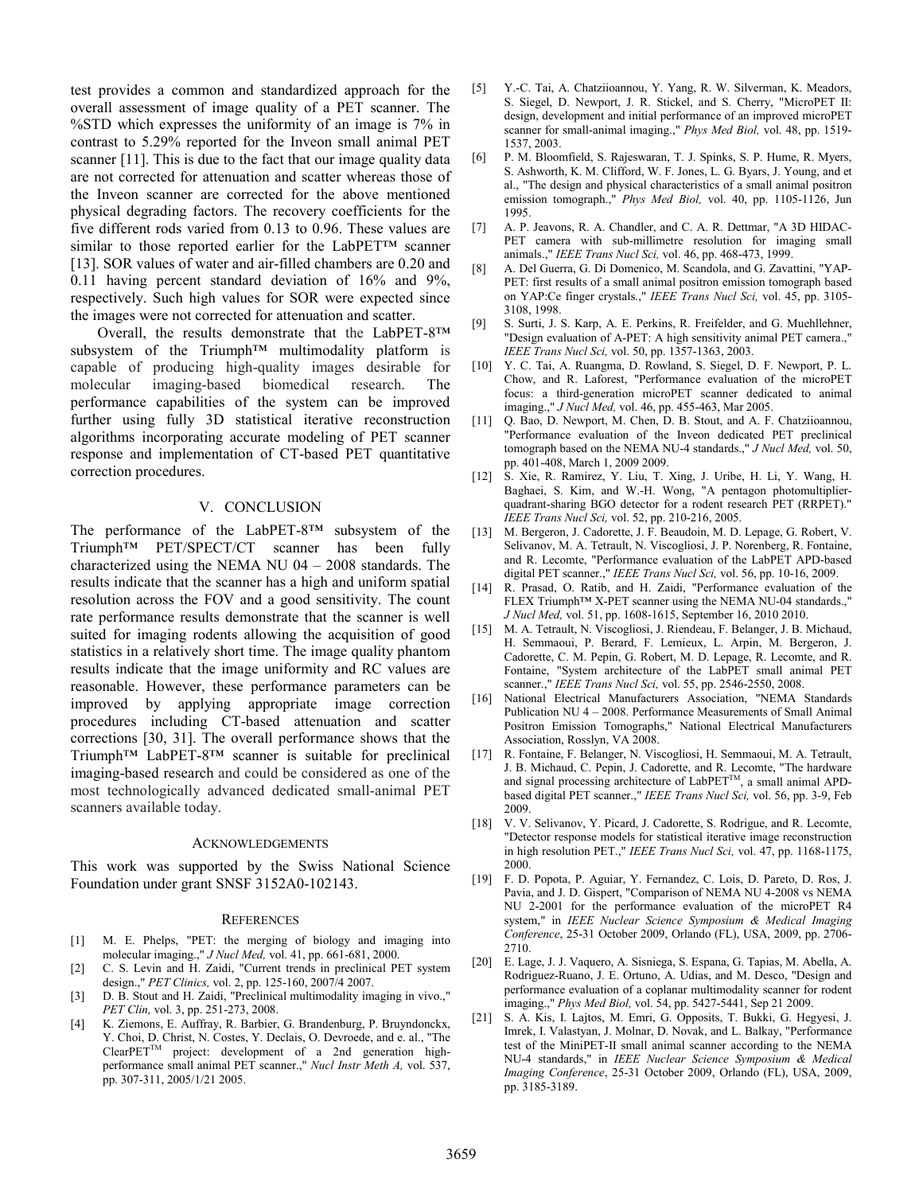test provides a common and standardized approach for the overall assessment of image quality of a PET scanner. The %STD which expresses the uniformity of an image is 7% in contrast to 5.29% reported for the Inveon small animal PET scanner [11]. This is due to the fact that our image quality data are not corrected for attenuation and scatter whereas those of the Inveon scanner are corrected for the above mentioned physical degrading factors. The recovery coefficients for the five different rods varied from 0.13 to 0.96. These values are similar to those reported earlier for the LabPET™ scanner [13]. SOR values of water and air-filled chambers are 0.20 and 0.11 having percent standard deviation of 16% and 9%, respectively. Such high values for SOR were expected since the images were not corrected for attenuation and scatter.

Overall, the results demonstrate that the LabPET-8™ subsystem of the Triumph™ multimodality platform is capable of producing high-quality images desirable for molecular imaging-based biomedical research. The performance capabilities of the system can be improved further using fully 3D statistical iterative reconstruction algorithms incorporating accurate modeling of PET scanner response and implementation of CT-based PET quantitative correction procedures.

## V. CONCLUSION

The performance of the LabPET-8™ subsystem of the Triumph™ PET/SPECT/CT scanner has been fully characterized using the NEMA NU 04 – 2008 standards. The results indicate that the scanner has a high and uniform spatial resolution across the FOV and a good sensitivity. The count rate performance results demonstrate that the scanner is well suited for imaging rodents allowing the acquisition of good statistics in a relatively short time. The image quality phantom results indicate that the image uniformity and RC values are reasonable. However, these performance parameters can be improved by applying appropriate image correction procedures including CT-based attenuation and scatter corrections [30, 31]. The overall performance shows that the Triumph™ LabPET-8™ scanner is suitable for preclinical imaging-based research and could be considered as one of the most technologically advanced dedicated small-animal PET scanners available today.

## ACKNOWLEDGEMENTS

This work was supported by the Swiss National Science Foundation under grant SNSF 3152A0-102143.

## REFERENCES

[1] M. E. Phelps, "PET: the merging of biology and imaging into molecular imaging.," *J Nucl Med,* vol. 41, pp. 661-681, 2000.

[2] C. S. Levin and H. Zaidi, "Current trends in preclinical PET system design.," *PET Clinics,* vol. 2, pp. 125-160, 2007/4 2007.

[3] D. B. Stout and H. Zaidi, "Preclinical multimodality imaging in vivo.," *PET Clin,* vol. 3, pp. 251-273, 2008.

[4] K. Ziemons, E. Auffray, R. Barbier, G. Brandenburg, P. Bruyndonckx, Y. Choi, D. Christ, N. Costes, Y. Declais, O. Devroede, and e. al., "The ClearPET™ project: development of a 2nd generation high-performance small animal PET scanner.," *Nucl Instr Meth A,* vol. 537, pp. 307-311, 2005/1/21 2005.

[5] Y.-C. Tai, A. Chatziioannou, Y. Yang, R. W. Silverman, K. Meadors, S. Siegel, D. Newport, J. R. Stickel, and S. Cherry, "MicroPET II: design, development and initial performance of an improved microPET scanner for small-animal imaging.," *Phys Med Biol,* vol. 48, pp. 1519-1537, 2003.

[6] P. M. Bloomfield, S. Rajeswaran, T. J. Spinks, S. P. Hume, R. Myers, S. Ashworth, K. M. Clifford, W. F. Jones, L. G. Byars, J. Young, and et al., "The design and physical characteristics of a small animal positron emission tomograph.," *Phys Med Biol,* vol. 40, pp. 1105-1126, Jun 1995.

[7] A. P. Jeavons, R. A. Chandler, and C. A. R. Dettmar, "A 3D HIDAC-PET camera with sub-millimetre resolution for imaging small animals.," *IEEE Trans Nucl Sci,* vol. 46, pp. 468-473, 1999.

[8] A. Del Guerra, G. Di Domenico, M. Scandola, and G. Zavattini, "YAP-PET: first results of a small animal positron emission tomograph based on YAP:Ce finger crystals.," *IEEE Trans Nucl Sci,* vol. 45, pp. 3105-3108, 1998.

[9] S. Surti, J. S. Karp, A. E. Perkins, R. Freifelder, and G. Muehllehner, "Design evaluation of A-PET: A high sensitivity animal PET camera.," *IEEE Trans Nucl Sci,* vol. 50, pp. 1357-1363, 2003.

[10] Y. C. Tai, A. Ruangma, D. Rowland, S. Siegel, D. F. Newport, P. L. Chow, and R. Laforest, "Performance evaluation of the microPET focus: a third-generation microPET scanner dedicated to animal imaging.," *J Nucl Med,* vol. 46, pp. 455-463, Mar 2005.

[11] Q. Bao, D. Newport, M. Chen, D. B. Stout, and A. F. Chatziioannou, "Performance evaluation of the Inveon dedicated PET preclinical tomograph based on the NEMA NU-4 standards.," *J Nucl Med,* vol. 50, pp. 401-408, March 1, 2009 2009.

[12] S. Xie, R. Ramirez, Y. Liu, T. Xing, J. Uribe, H. Li, Y. Wang, H. Baghaei, S. Kim, and W.-H. Wong, "A pentagon photomultiplier-quadrant-sharing BGO detector for a rodent research PET (RRPET)." *IEEE Trans Nucl Sci,* vol. 52, pp. 210-216, 2005.

[13] M. Bergeron, J. Cadorette, J. F. Beaudoin, M. D. Lepage, G. Robert, V. Selivanov, M. A. Tetrault, N. Viscogliosi, J. P. Norenberg, R. Fontaine, and R. Lecomte, "Performance evaluation of the LabPET APD-based digital PET scanner.," *IEEE Trans Nucl Sci,* vol. 56, pp. 10-16, 2009.

[14] R. Prasad, O. Ratib, and H. Zaidi, "Performance evaluation of the FLEX Triumph™ X-PET scanner using the NEMA NU-04 standards.," *J Nucl Med,* vol. 51, pp. 1608-1615, September 16, 2010 2010.

[15] M. A. Tetrault, N. Viscogliosi, J. Riendeau, F. Belanger, J. B. Michaud, H. Semmaoui, P. Berard, F. Lemieux, L. Arpin, M. Bergeron, J. Cadorette, C. M. Pepin, G. Robert, M. D. Lepage, R. Lecomte, and R. Fontaine, "System architecture of the LabPET small animal PET scanner.," *IEEE Trans Nucl Sci,* vol. 55, pp. 2546-2550, 2008.

[16] National Electrical Manufacturers Association, "NEMA Standards Publication NU 4 – 2008. Performance Measurements of Small Animal Positron Emission Tomographs," National Electrical Manufacturers Association, Rosslyn, VA 2008.

[17] R. Fontaine, F. Belanger, N. Viscogliosi, H. Semmaoui, M. A. Tetrault, J. B. Michaud, C. Pepin, J. Cadorette, and R. Lecomte, "The hardware and signal processing architecture of LabPET™, a small animal APD-based digital PET scanner.," *IEEE Trans Nucl Sci,* vol. 56, pp. 3-9, Feb 2009.

[18] V. V. Selivanov, Y. Picard, J. Cadorette, S. Rodrigue, and R. Lecomte, "Detector response models for statistical iterative image reconstruction in high resolution PET.," *IEEE Trans Nucl Sci,* vol. 47, pp. 1168-1175, 2000.

[19] F. D. Popota, P. Aguiar, Y. Fernandez, C. Lois, D. Pareto, D. Ros, J. Pavia, and J. D. Gispert, "Comparison of NEMA NU 4-2008 vs NEMA NU 2-2001 for the performance evaluation of the microPET R4 system," in *IEEE Nuclear Science Symposium & Medical Imaging Conference*, 25-31 October 2009, Orlando (FL), USA, 2009, pp. 2706-2710.

[20] E. Lage, J. J. Vaquero, A. Sisniega, S. Espana, G. Tapias, M. Abella, A. Rodriguez-Ruano, J. E. Ortuno, A. Udias, and M. Desco, "Design and performance evaluation of a coplanar multimodality scanner for rodent imaging.," *Phys Med Biol,* vol. 54, pp. 5427-5441, Sep 21 2009.

[21] S. A. Kis, I. Lajtos, M. Emri, G. Opposits, T. Bukki, G. Hegyesi, J. Imrek, I. Valastyan, J. Molnar, D. Novak, and L. Balkay, "Performance test of the MiniPET-II small animal scanner according to the NEMA NU-4 standards," in *IEEE Nuclear Science Symposium & Medical Imaging Conference*, 25-31 October 2009, Orlando (FL), USA, 2009, pp. 3185-3189.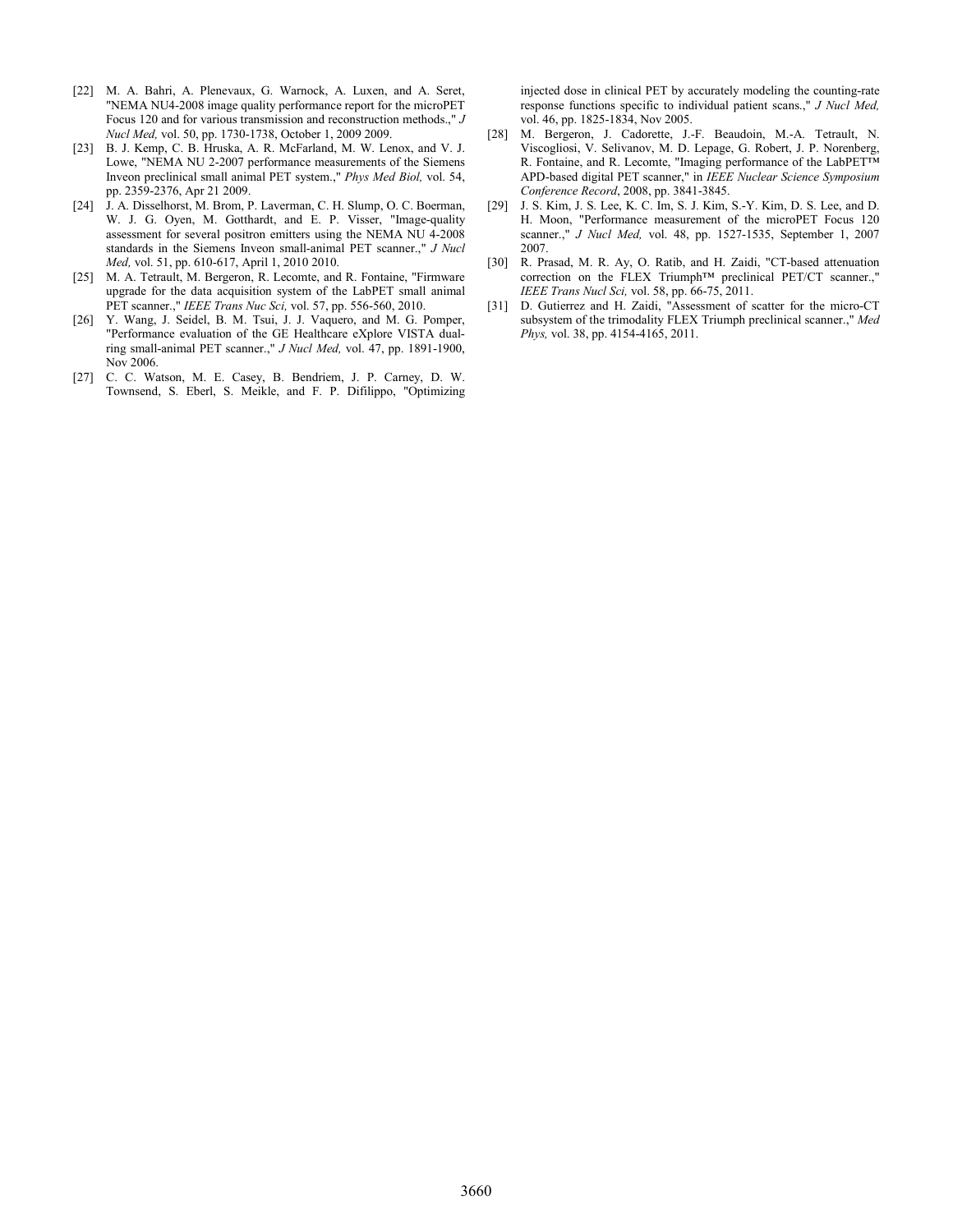[22] M. A. Bahri, A. Plenevaux, G. Warnock, A. Luxen, and A. Seret, "NEMA NU4-2008 image quality performance report for the microPET Focus 120 and for various transmission and reconstruction methods.," *J Nucl Med,* vol. 50, pp. 1730-1738, October 1, 2009 2009.

[23] B. J. Kemp, C. B. Hruska, A. R. McFarland, M. W. Lenox, and V. J. Lowe, "NEMA NU 2-2007 performance measurements of the Siemens Inveon preclinical small animal PET system.," *Phys Med Biol,* vol. 54, pp. 2359-2376, Apr 21 2009.

[24] J. A. Disselhorst, M. Brom, P. Laverman, C. H. Slump, O. C. Boerman, W. J. G. Oyen, M. Gotthardt, and E. P. Visser, "Image-quality assessment for several positron emitters using the NEMA NU 4-2008 standards in the Siemens Inveon small-animal PET scanner.," *J Nucl Med,* vol. 51, pp. 610-617, April 1, 2010 2010.

[25] M. A. Tetrault, M. Bergeron, R. Lecomte, and R. Fontaine, "Firmware upgrade for the data acquisition system of the LabPET small animal PET scanner.," *IEEE Trans Nuc Sci,* vol. 57, pp. 556-560, 2010.

[26] Y. Wang, J. Seidel, B. M. Tsui, J. J. Vaquero, and M. G. Pomper, "Performance evaluation of the GE Healthcare eXplore VISTA dual-ring small-animal PET scanner.," *J Nucl Med,* vol. 47, pp. 1891-1900, Nov 2006.

[27] C. C. Watson, M. E. Casey, B. Bendriem, J. P. Carney, D. W. Townsend, S. Eberl, S. Meikle, and F. P. Difilippo, "Optimizing injected dose in clinical PET by accurately modeling the counting-rate response functions specific to individual patient scans.," *J Nucl Med,* vol. 46, pp. 1825-1834, Nov 2005.

[28] M. Bergeron, J. Cadorette, J.-F. Beaudoin, M.-A. Tetrault, N. Viscogliosi, V. Selivanov, M. D. Lepage, G. Robert, J. P. Norenberg, R. Fontaine, and R. Lecomte, "Imaging performance of the LabPET™ APD-based digital PET scanner," in *IEEE Nuclear Science Symposium Conference Record*, 2008, pp. 3841-3845.

[29] J. S. Kim, J. S. Lee, K. C. Im, S. J. Kim, S.-Y. Kim, D. S. Lee, and D. H. Moon, "Performance measurement of the microPET Focus 120 scanner.," *J Nucl Med,* vol. 48, pp. 1527-1535, September 1, 2007 2007.

[30] R. Prasad, M. R. Ay, O. Ratib, and H. Zaidi, "CT-based attenuation correction on the FLEX Triumph™ preclinical PET/CT scanner.," *IEEE Trans Nucl Sci,* vol. 58, pp. 66-75, 2011.

[31] D. Gutierrez and H. Zaidi, "Assessment of scatter for the micro-CT subsystem of the trimodality FLEX Triumph preclinical scanner.," *Med Phys,* vol. 38, pp. 4154-4165, 2011.